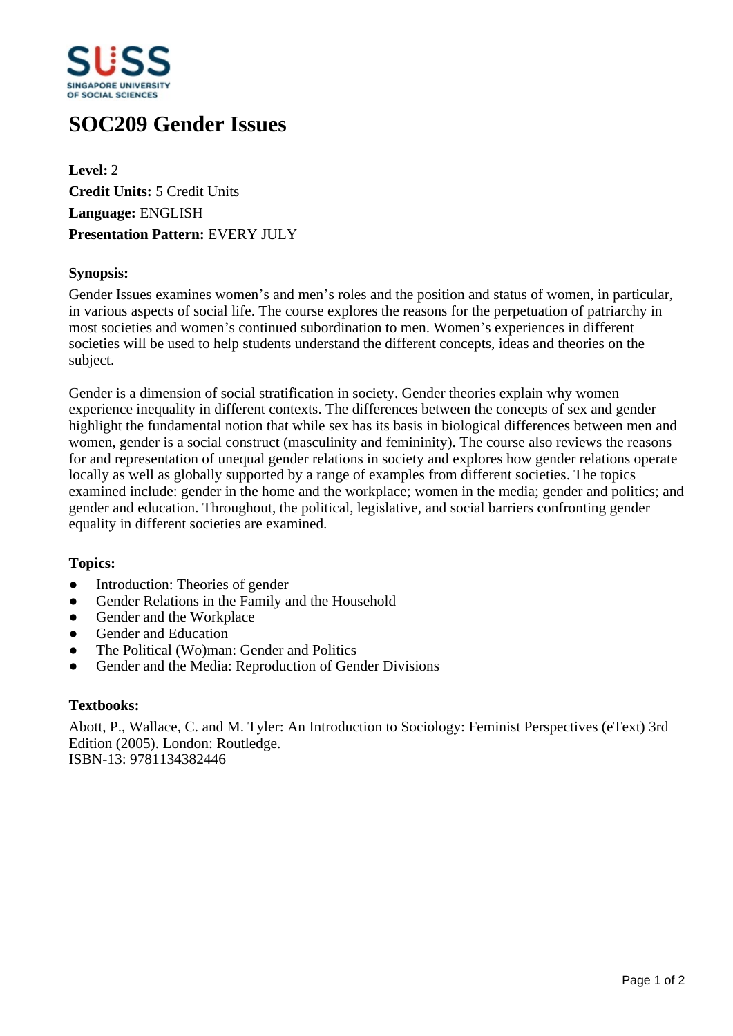# SOC209 Gender Issues

**Level:** 2
**Credit Units:** 5 Credit Units
**Language:** ENGLISH
**Presentation Pattern:** EVERY JULY

### Synopsis:

Gender Issues examines women's and men's roles and the position and status of women, in particular, in various aspects of social life. The course explores the reasons for the perpetuation of patriarchy in most societies and women's continued subordination to men. Women's experiences in different societies will be used to help students understand the different concepts, ideas and theories on the subject.

Gender is a dimension of social stratification in society. Gender theories explain why women experience inequality in different contexts. The differences between the concepts of sex and gender highlight the fundamental notion that while sex has its basis in biological differences between men and women, gender is a social construct (masculinity and femininity). The course also reviews the reasons for and representation of unequal gender relations in society and explores how gender relations operate locally as well as globally supported by a range of examples from different societies. The topics examined include: gender in the home and the workplace; women in the media; gender and politics; and gender and education. Throughout, the political, legislative, and social barriers confronting gender equality in different societies are examined.

### Topics:

- Introduction: Theories of gender
- Gender Relations in the Family and the Household
- Gender and the Workplace
- Gender and Education
- The Political (Wo)man: Gender and Politics
- Gender and the Media: Reproduction of Gender Divisions

### Textbooks:

Abott, P., Wallace, C. and M. Tyler: An Introduction to Sociology: Feminist Perspectives (eText) 3rd Edition (2005). London: Routledge.
ISBN-13: 9781134382446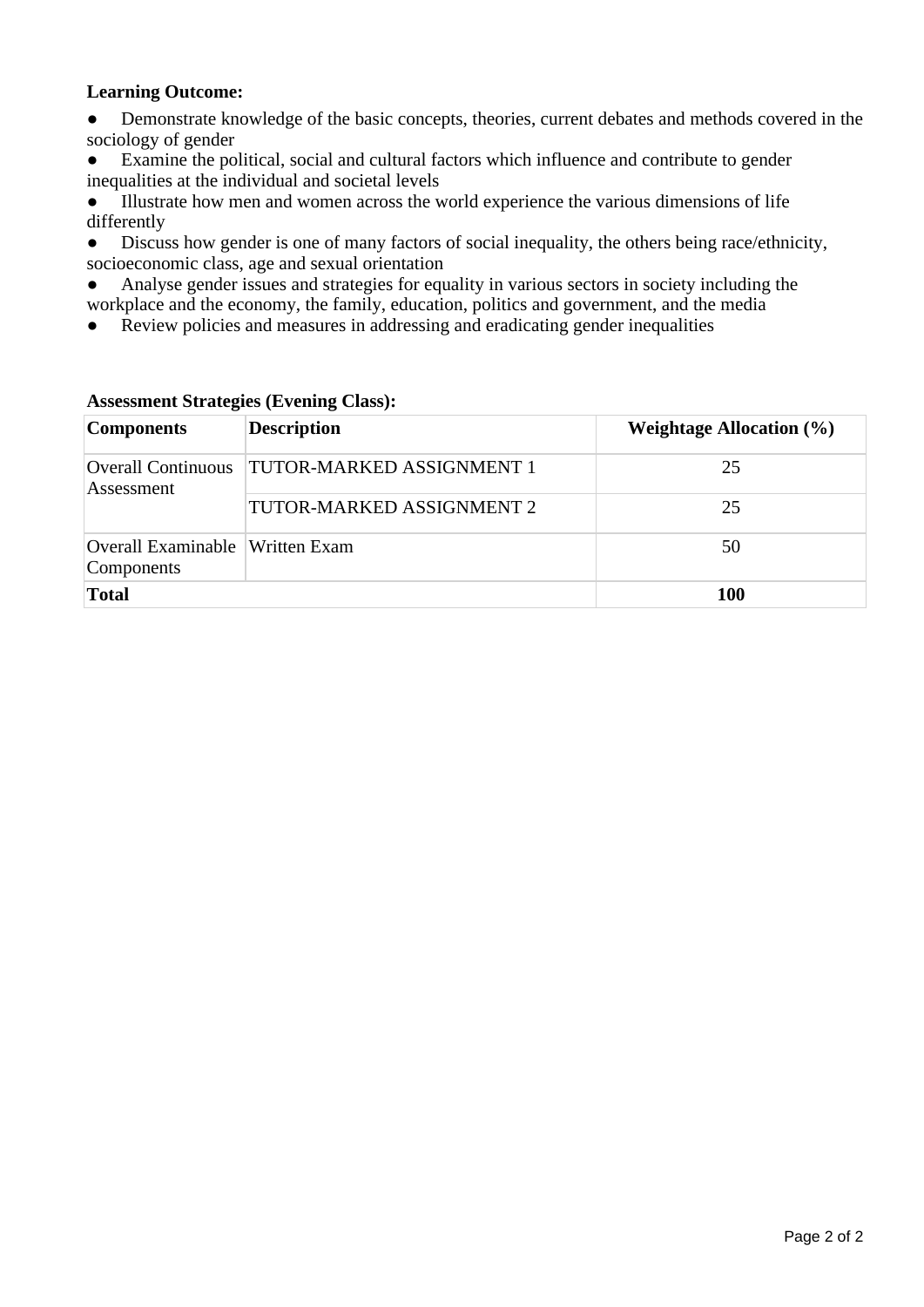**Learning Outcome:**

- Demonstrate knowledge of the basic concepts, theories, current debates and methods covered in the sociology of gender
- Examine the political, social and cultural factors which influence and contribute to gender inequalities at the individual and societal levels
- Illustrate how men and women across the world experience the various dimensions of life differently
- Discuss how gender is one of many factors of social inequality, the others being race/ethnicity, socioeconomic class, age and sexual orientation
- Analyse gender issues and strategies for equality in various sectors in society including the workplace and the economy, the family, education, politics and government, and the media
- Review policies and measures in addressing and eradicating gender inequalities

**Assessment Strategies (Evening Class):**

| Components | Description | Weightage Allocation (%) |
|---|---|---|
| Overall Continuous Assessment | TUTOR-MARKED ASSIGNMENT 1 | 25 |
| | TUTOR-MARKED ASSIGNMENT 2 | 25 |
| Overall Examinable Components | Written Exam | 50 |
| **Total** | | **100** |